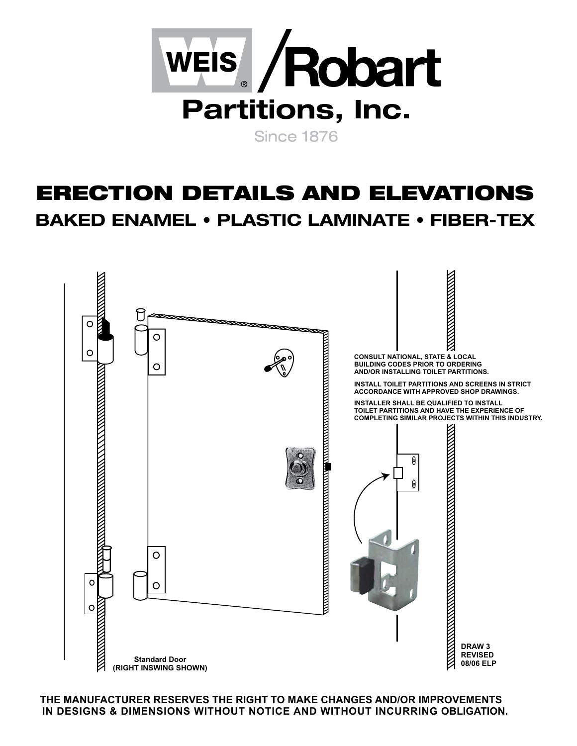# WEIS® /Robart Partitions, Inc.

Since 1876

# ERECTION DETAILS AND ELEVATIONS

## BAKED ENAMEL • PLASTIC LAMINATE • FIBER-TEX

CONSULT NATIONAL, STATE & LOCAL BUILDING CODES PRIOR TO ORDERING AND/OR INSTALLING TOILET PARTITIONS.

INSTALL TOILET PARTITIONS AND SCREENS IN STRICT ACCORDANCE WITH APPROVED SHOP DRAWINGS.

INSTALLER SHALL BE QUALIFIED TO INSTALL TOILET PARTITIONS AND HAVE THE EXPERIENCE OF COMPLETING SIMILAR PROJECTS WITHIN THIS INDUSTRY.

Standard Door
(RIGHT INSWING SHOWN)

DRAW 3
REVISED
08/06 ELP

**THE MANUFACTURER RESERVES THE RIGHT TO MAKE CHANGES AND/OR IMPROVEMENTS IN DESIGNS & DIMENSIONS WITHOUT NOTICE AND WITHOUT INCURRING OBLIGATION.**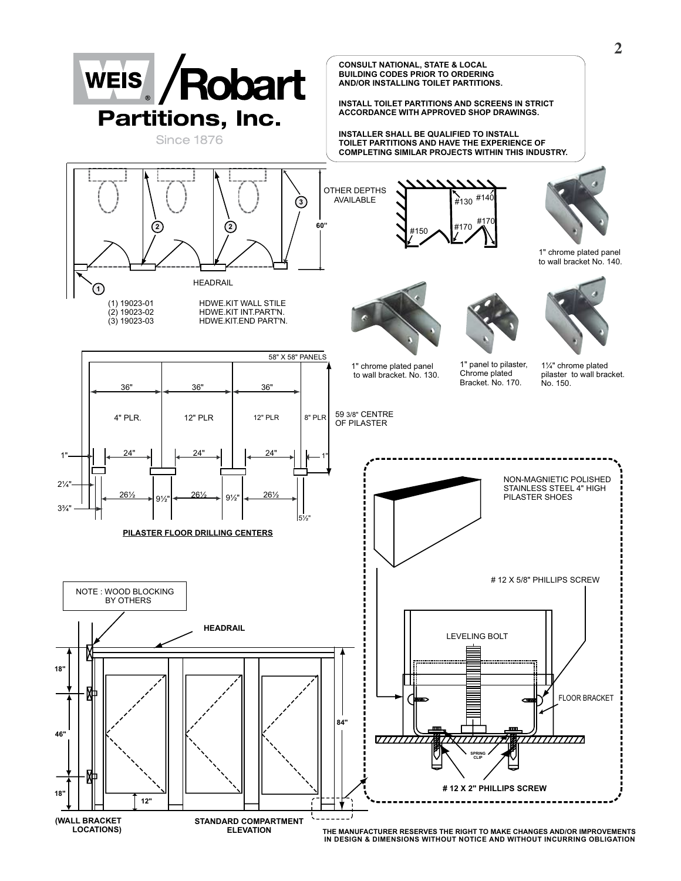**WEIS® / Robart Partitions, Inc.**

Since 1876

**CONSULT NATIONAL, STATE & LOCAL BUILDING CODES PRIOR TO ORDERING AND/OR INSTALLING TOILET PARTITIONS.**

**INSTALL TOILET PARTITIONS AND SCREENS IN STRICT ACCORDANCE WITH APPROVED SHOP DRAWINGS.**

**INSTALLER SHALL BE QUALIFIED TO INSTALL TOILET PARTITIONS AND HAVE THE EXPERIENCE OF COMPLETING SIMILAR PROJECTS WITHIN THIS INDUSTRY.**

OTHER DEPTHS AVAILABLE

60"

HEADRAIL

(1) 19023-01 HDWE.KIT WALL STILE
(2) 19023-02 HDWE.KIT INT.PART'N.
(3) 19023-03 HDWE.KIT.END PART'N.

#130 #140 #150 #170 #170

1" chrome plated panel to wall bracket No. 140.

1" chrome plated panel to wall bracket. No. 130.

1" panel to pilaster, Chrome plated Bracket. No. 170.

1¼" chrome plated pilaster to wall bracket. No. 150.

58" X 58" PANELS

36" 36" 36"

4" PLR. 12" PLR 12" PLR 8" PLR

59 3/8" CENTRE OF PILASTER

1" 24" 24" 24" 1"

2¼" 26½ 9½" 26½ 9½" 26½

3¾" 5½"

**PILASTER FLOOR DRILLING CENTERS**

NOTE : WOOD BLOCKING BY OTHERS

**HEADRAIL**

18" 46" 18" 12" 84"

**(WALL BRACKET LOCATIONS)**

**STANDARD COMPARTMENT ELEVATION**

NON-MAGNIETIC POLISHED STAINLESS STEEL 4" HIGH PILASTER SHOES

# 12 X 5/8" PHILLIPS SCREW

LEVELING BOLT

FLOOR BRACKET

SPRING CLIP

**# 12 X 2" PHILLIPS SCREW**

**THE MANUFACTURER RESERVES THE RIGHT TO MAKE CHANGES AND/OR IMPROVEMENTS IN DESIGN & DIMENSIONS WITHOUT NOTICE AND WITHOUT INCURRING OBLIGATION**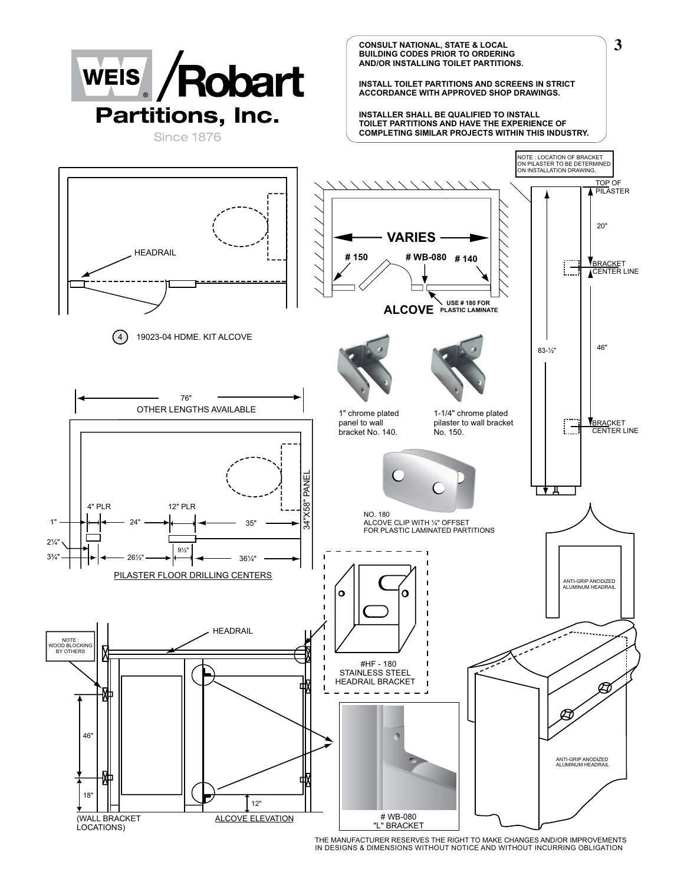# WEIS / Robart Partitions, Inc.

Since 1876

**CONSULT NATIONAL, STATE & LOCAL BUILDING CODES PRIOR TO ORDERING AND/OR INSTALLING TOILET PARTITIONS.**

**INSTALL TOILET PARTITIONS AND SCREENS IN STRICT ACCORDANCE WITH APPROVED SHOP DRAWINGS.**

**INSTALLER SHALL BE QUALIFIED TO INSTALL TOILET PARTITIONS AND HAVE THE EXPERIENCE OF COMPLETING SIMILAR PROJECTS WITHIN THIS INDUSTRY.**

HEADRAIL

4 19023-04 HDME. KIT ALCOVE

VARIES

# 150 # WB-080 # 140

**ALCOVE** USE # 180 FOR PLASTIC LAMINATE

1" chrome plated panel to wall bracket No. 140.

1-1/4" chrome plated pilaster to wall bracket No. 150.

NO. 180 ALCOVE CLIP WITH ¼" OFFSET FOR PLASTIC LAMINATED PARTITIONS

NOTE : LOCATION OF BRACKET ON PILASTER TO BE DETERMINED ON INSTALLATION DRAWING.

TOP OF PILASTER

20"

BRACKET CENTER LINE

46"

83-½"

BRACKET CENTER LINE

76"

OTHER LENGTHS AVAILABLE

34"X58" PANEL

4" PLR 12" PLR

1" 24" 35"

2¼" 9½"

3¾" 26½" 36¼"

PILASTER FLOOR DRILLING CENTERS

ANTI-GRIP ANODIZED ALUMINUM HEADRAIL

NOTE : WOOD BLOCKING BY OTHERS

HEADRAIL

#HF - 180 STAINLESS STEEL HEADRAIL BRACKET

46"

18"

12"

(WALL BRACKET LOCATIONS)

ALCOVE ELEVATION

# WB-080 "L" BRACKET

ANTI-GRIP ANODIZED ALUMINUM HEADRAIL

THE MANUFACTURER RESERVES THE RIGHT TO MAKE CHANGES AND/OR IMPROVEMENTS IN DESIGNS & DIMENSIONS WITHOUT NOTICE AND WITHOUT INCURRING OBLIGATION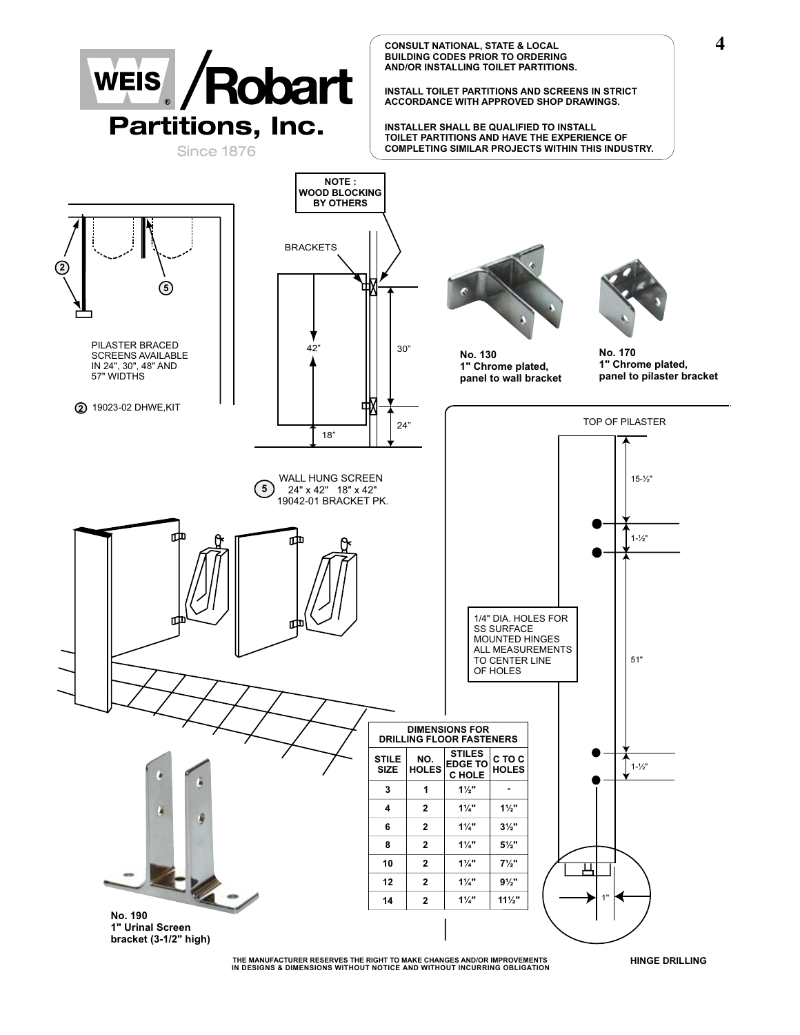**WEIS / Robart Partitions, Inc.**
Since 1876

**CONSULT NATIONAL, STATE & LOCAL BUILDING CODES PRIOR TO ORDERING AND/OR INSTALLING TOILET PARTITIONS.**

**INSTALL TOILET PARTITIONS AND SCREENS IN STRICT ACCORDANCE WITH APPROVED SHOP DRAWINGS.**

**INSTALLER SHALL BE QUALIFIED TO INSTALL TOILET PARTITIONS AND HAVE THE EXPERIENCE OF COMPLETING SIMILAR PROJECTS WITHIN THIS INDUSTRY.**

PILASTER BRACED SCREENS AVAILABLE IN 24", 30", 48" AND 57" WIDTHS

(2) 19023-02 DHWE,KIT

**NOTE : WOOD BLOCKING BY OTHERS**

BRACKETS

42” 30” 24” 18”

(5) WALL HUNG SCREEN 24" x 42" 18" x 42" 19042-01 BRACKET PK.

**No. 130**
**1" Chrome plated, panel to wall bracket**

**No. 170**
**1" Chrome plated, panel to pilaster bracket**

TOP OF PILASTER

15-½" 1-½" 51" 1-½" 1"

1/4" DIA. HOLES FOR SS SURFACE MOUNTED HINGES ALL MEASUREMENTS TO CENTER LINE OF HOLES

**DIMENSIONS FOR DRILLING FLOOR FASTENERS**

| STILE SIZE | NO. HOLES | STILES EDGE TO C HOLE | C TO C HOLES |
|---|---|---|---|
| 3 | 1 | 1½" | - |
| 4 | 2 | 1¼" | 1½" |
| 6 | 2 | 1¼" | 3½" |
| 8 | 2 | 1¼" | 5½" |
| 10 | 2 | 1¼" | 7½" |
| 12 | 2 | 1¼" | 9½" |
| 14 | 2 | 1¼" | 11½" |

**No. 190**
**1" Urinal Screen bracket (3-1/2" high)**

**HINGE DRILLING**

THE MANUFACTURER RESERVES THE RIGHT TO MAKE CHANGES AND/OR IMPROVEMENTS IN DESIGNS & DIMENSIONS WITHOUT NOTICE AND WITHOUT INCURRING OBLIGATION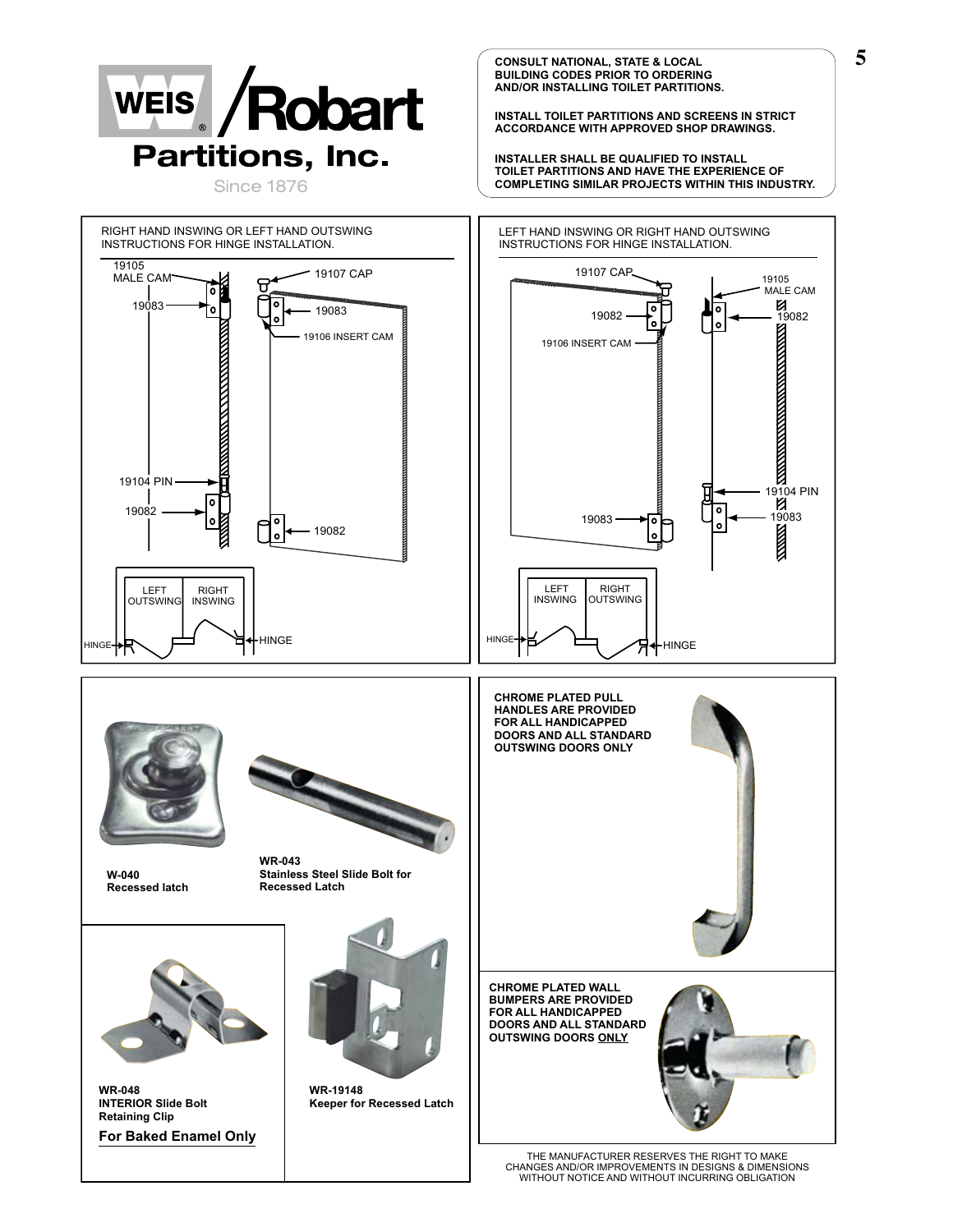**WEIS / Robart Partitions, Inc.**

Since 1876

**CONSULT NATIONAL, STATE & LOCAL BUILDING CODES PRIOR TO ORDERING AND/OR INSTALLING TOILET PARTITIONS.**

**INSTALL TOILET PARTITIONS AND SCREENS IN STRICT ACCORDANCE WITH APPROVED SHOP DRAWINGS.**

**INSTALLER SHALL BE QUALIFIED TO INSTALL TOILET PARTITIONS AND HAVE THE EXPERIENCE OF COMPLETING SIMILAR PROJECTS WITHIN THIS INDUSTRY.**

RIGHT HAND INSWING OR LEFT HAND OUTSWING INSTRUCTIONS FOR HINGE INSTALLATION.

19105 MALE CAM
19107 CAP
19083
19083
19106 INSERT CAM
19104 PIN
19082
19082
LEFT OUTSWING
RIGHT INSWING
HINGE
HINGE

LEFT HAND INSWING OR RIGHT HAND OUTSWING INSTRUCTIONS FOR HINGE INSTALLATION.

19107 CAP
19105 MALE CAM
19082
19082
19106 INSERT CAM
19104 PIN
19083
19083
LEFT INSWING
RIGHT OUTSWING
HINGE
HINGE

**W-040**
**Recessed latch**

**WR-043**
**Stainless Steel Slide Bolt for Recessed Latch**

**WR-048**
**INTERIOR Slide Bolt Retaining Clip**
**For Baked Enamel Only**

**WR-19148**
**Keeper for Recessed Latch**

**CHROME PLATED PULL HANDLES ARE PROVIDED FOR ALL HANDICAPPED DOORS AND ALL STANDARD OUTSWING DOORS ONLY**

**CHROME PLATED WALL BUMPERS ARE PROVIDED FOR ALL HANDICAPPED DOORS AND ALL STANDARD OUTSWING DOORS ONLY**

THE MANUFACTURER RESERVES THE RIGHT TO MAKE CHANGES AND/OR IMPROVEMENTS IN DESIGNS & DIMENSIONS WITHOUT NOTICE AND WITHOUT INCURRING OBLIGATION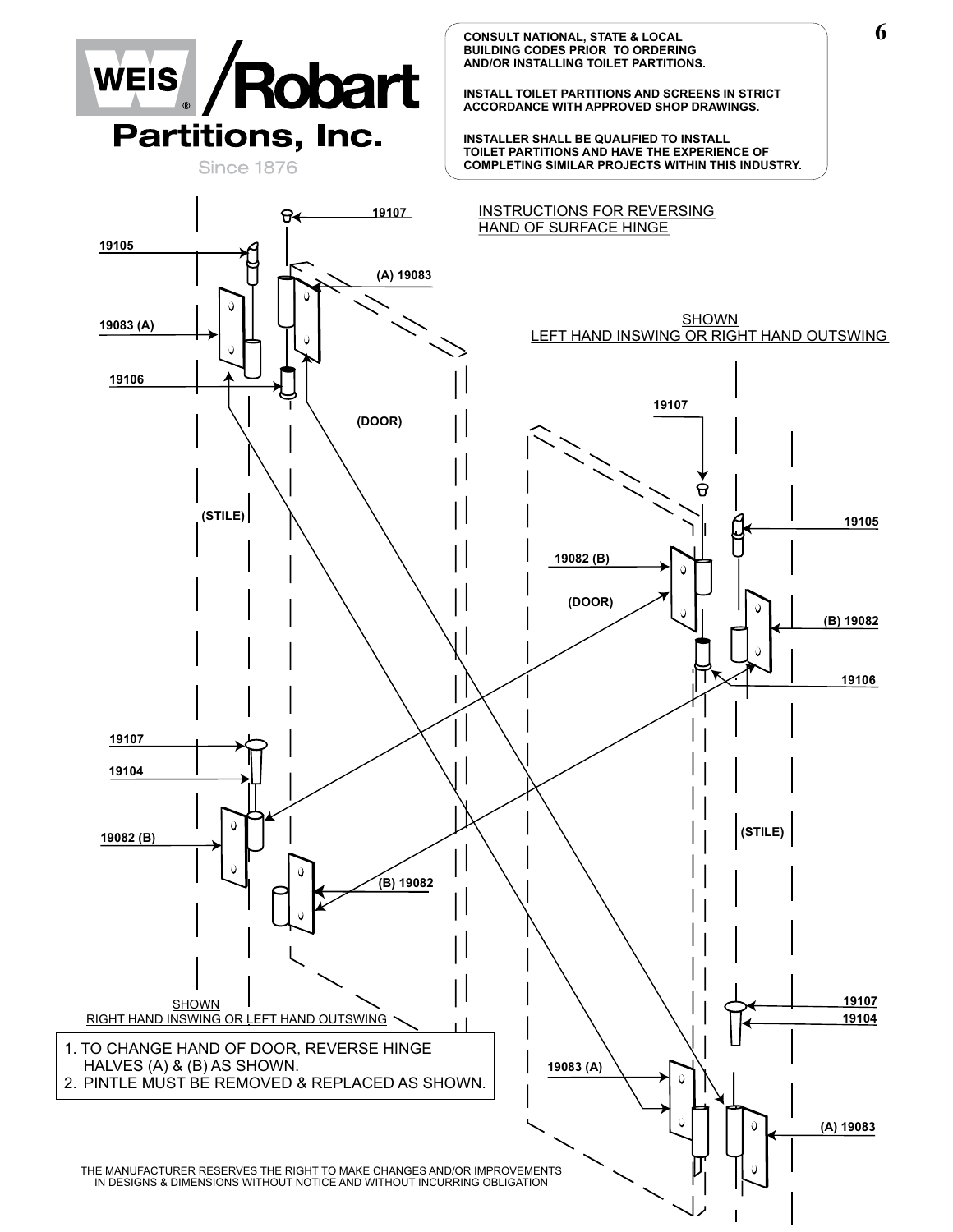WEIS / Robart Partitions, Inc.

Since 1876

**CONSULT NATIONAL, STATE & LOCAL BUILDING CODES PRIOR TO ORDERING AND/OR INSTALLING TOILET PARTITIONS.**

**INSTALL TOILET PARTITIONS AND SCREENS IN STRICT ACCORDANCE WITH APPROVED SHOP DRAWINGS.**

**INSTALLER SHALL BE QUALIFIED TO INSTALL TOILET PARTITIONS AND HAVE THE EXPERIENCE OF COMPLETING SIMILAR PROJECTS WITHIN THIS INDUSTRY.**

INSTRUCTIONS FOR REVERSING HAND OF SURFACE HINGE

19107
19105
(A) 19083
19083 (A)
19106
(DOOR)
(STILE)
19107
19104
19082 (B)
(B) 19082

SHOWN
RIGHT HAND INSWING OR LEFT HAND OUTSWING

SHOWN
LEFT HAND INSWING OR RIGHT HAND OUTSWING

19107
19105
19082 (B)
(DOOR)
(B) 19082
19106
(STILE)
19107
19104
19083 (A)
(A) 19083

1. TO CHANGE HAND OF DOOR, REVERSE HINGE HALVES (A) & (B) AS SHOWN.
2. PINTLE MUST BE REMOVED & REPLACED AS SHOWN.

THE MANUFACTURER RESERVES THE RIGHT TO MAKE CHANGES AND/OR IMPROVEMENTS IN DESIGNS & DIMENSIONS WITHOUT NOTICE AND WITHOUT INCURRING OBLIGATION